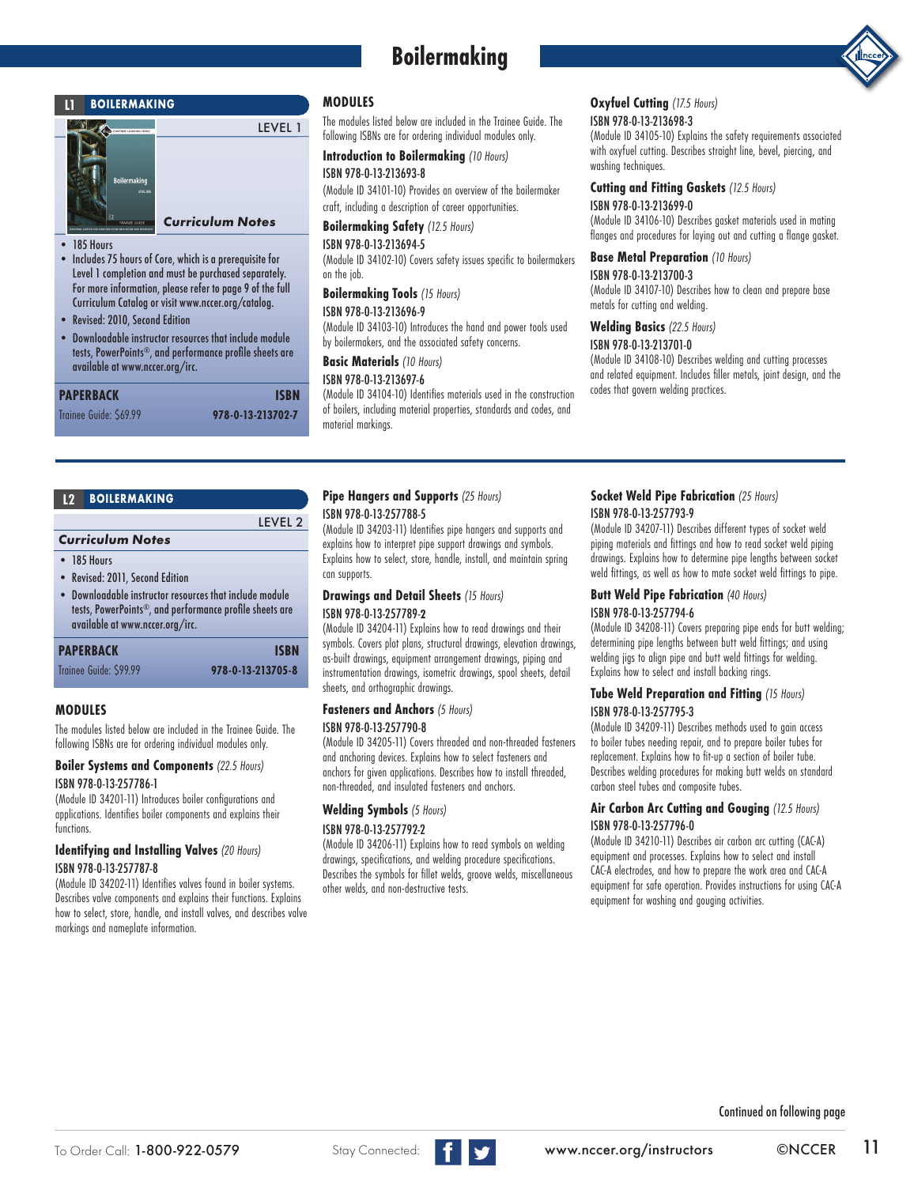# Boilermaking

## L1 BOILERMAKING

LEVEL 1

### Curriculum Notes

- 185 Hours
- Includes 75 hours of Core, which is a prerequisite for Level 1 completion and must be purchased separately. For more information, please refer to page 9 of the full Curriculum Catalog or visit www.nccer.org/catalog.
- Revised: 2010, Second Edition
- Downloadable instructor resources that include module tests, PowerPoints®, and performance profile sheets are available at www.nccer.org/irc.

| PAPERBACK | ISBN |
| --- | --- |
| Trainee Guide: $69.99 | 978-0-13-213702-7 |

### MODULES

The modules listed below are included in the Trainee Guide. The following ISBNs are for ordering individual modules only.

**Introduction to Boilermaking** *(10 Hours)*
ISBN 978-0-13-213693-8
(Module ID 34101-10) Provides an overview of the boilermaker craft, including a description of career opportunities.

**Boilermaking Safety** *(12.5 Hours)*
ISBN 978-0-13-213694-5
(Module ID 34102-10) Covers safety issues specific to boilermakers on the job.

**Boilermaking Tools** *(15 Hours)*
ISBN 978-0-13-213696-9
(Module ID 34103-10) Introduces the hand and power tools used by boilermakers, and the associated safety concerns.

**Basic Materials** *(10 Hours)*
ISBN 978-0-13-213697-6
(Module ID 34104-10) Identifies materials used in the construction of boilers, including material properties, standards and codes, and material markings.

**Oxyfuel Cutting** *(17.5 Hours)*
ISBN 978-0-13-213698-3
(Module ID 34105-10) Explains the safety requirements associated with oxyfuel cutting. Describes straight line, bevel, piercing, and washing techniques.

**Cutting and Fitting Gaskets** *(12.5 Hours)*
ISBN 978-0-13-213699-0
(Module ID 34106-10) Describes gasket materials used in mating flanges and procedures for laying out and cutting a flange gasket.

**Base Metal Preparation** *(10 Hours)*
ISBN 978-0-13-213700-3
(Module ID 34107-10) Describes how to clean and prepare base metals for cutting and welding.

**Welding Basics** *(22.5 Hours)*
ISBN 978-0-13-213701-0
(Module ID 34108-10) Describes welding and cutting processes and related equipment. Includes filler metals, joint design, and the codes that govern welding practices.

## L2 BOILERMAKING

LEVEL 2

### Curriculum Notes

- 185 Hours
- Revised: 2011, Second Edition
- Downloadable instructor resources that include module tests, PowerPoints®, and performance profile sheets are available at www.nccer.org/irc.

| PAPERBACK | ISBN |
| --- | --- |
| Trainee Guide: $99.99 | 978-0-13-213705-8 |

### MODULES

The modules listed below are included in the Trainee Guide. The following ISBNs are for ordering individual modules only.

**Boiler Systems and Components** *(22.5 Hours)*
ISBN 978-0-13-257786-1
(Module ID 34201-11) Introduces boiler configurations and applications. Identifies boiler components and explains their functions.

**Identifying and Installing Valves** *(20 Hours)*
ISBN 978-0-13-257787-8
(Module ID 34202-11) Identifies valves found in boiler systems. Describes valve components and explains their functions. Explains how to select, store, handle, and install valves, and describes valve markings and nameplate information.

**Pipe Hangers and Supports** *(25 Hours)*
ISBN 978-0-13-257788-5
(Module ID 34203-11) Identifies pipe hangers and supports and explains how to interpret pipe support drawings and symbols. Explains how to select, store, handle, install, and maintain spring can supports.

**Drawings and Detail Sheets** *(15 Hours)*
ISBN 978-0-13-257789-2
(Module ID 34204-11) Explains how to read drawings and their symbols. Covers plot plans, structural drawings, elevation drawings, as-built drawings, equipment arrangement drawings, piping and instrumentation drawings, isometric drawings, spool sheets, detail sheets, and orthographic drawings.

**Fasteners and Anchors** *(5 Hours)*
ISBN 978-0-13-257790-8
(Module ID 34205-11) Covers threaded and non-threaded fasteners and anchoring devices. Explains how to select fasteners and anchors for given applications. Describes how to install threaded, non-threaded, and insulated fasteners and anchors.

**Welding Symbols** *(5 Hours)*
ISBN 978-0-13-257792-2
(Module ID 34206-11) Explains how to read symbols on welding drawings, specifications, and welding procedure specifications. Describes the symbols for fillet welds, groove welds, miscellaneous other welds, and non-destructive tests.

**Socket Weld Pipe Fabrication** *(25 Hours)*
ISBN 978-0-13-257793-9
(Module ID 34207-11) Describes different types of socket weld piping materials and fittings and how to read socket weld piping drawings. Explains how to determine pipe lengths between socket weld fittings, as well as how to mate socket weld fittings to pipe.

**Butt Weld Pipe Fabrication** *(40 Hours)*
ISBN 978-0-13-257794-6
(Module ID 34208-11) Covers preparing pipe ends for butt welding; determining pipe lengths between butt weld fittings; and using welding jigs to align pipe and butt weld fittings for welding. Explains how to select and install backing rings.

**Tube Weld Preparation and Fitting** *(15 Hours)*
ISBN 978-0-13-257795-3
(Module ID 34209-11) Describes methods used to gain access to boiler tubes needing repair, and to prepare boiler tubes for replacement. Explains how to fit-up a section of boiler tube. Describes welding procedures for making butt welds on standard carbon steel tubes and composite tubes.

**Air Carbon Arc Cutting and Gouging** *(12.5 Hours)*
ISBN 978-0-13-257796-0
(Module ID 34210-11) Describes air carbon arc cutting (CAC-A) equipment and processes. Explains how to select and install CAC-A electrodes, and how to prepare the work area and CAC-A equipment for safe operation. Provides instructions for using CAC-A equipment for washing and gouging activities.

Continued on following page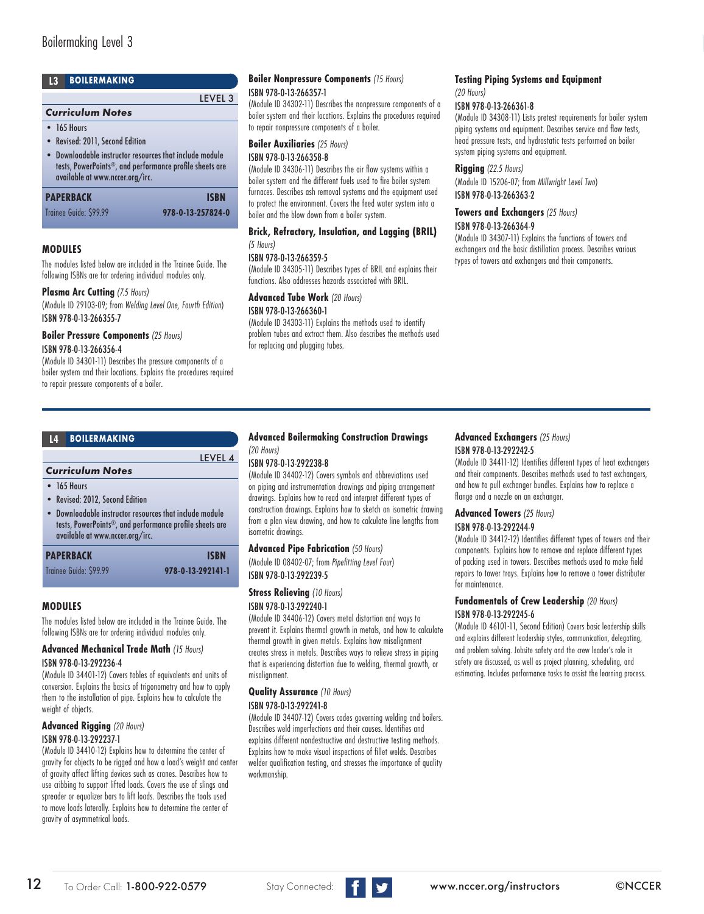# Boilermaking Level 3

## L3 BOILERMAKING

LEVEL 3

### Curriculum Notes

- 165 Hours
- Revised: 2011, Second Edition
- Downloadable instructor resources that include module tests, PowerPoints®, and performance profile sheets are available at www.nccer.org/irc.

| PAPERBACK | ISBN |
|---|---|
| Trainee Guide: $99.99 | 978-0-13-257824-0 |

### MODULES

The modules listed below are included in the Trainee Guide. The following ISBNs are for ordering individual modules only.

**Plasma Arc Cutting** *(7.5 Hours)*
(Module ID 29103-09; from *Welding Level One, Fourth Edition*)
ISBN 978-0-13-266355-7

**Boiler Pressure Components** *(25 Hours)*
ISBN 978-0-13-266356-4
(Module ID 34301-11) Describes the pressure components of a boiler system and their locations. Explains the procedures required to repair pressure components of a boiler.

**Boiler Nonpressure Components** *(15 Hours)*
ISBN 978-0-13-266357-1
(Module ID 34302-11) Describes the nonpressure components of a boiler system and their locations. Explains the procedures required to repair nonpressure components of a boiler.

**Boiler Auxiliaries** *(25 Hours)*
ISBN 978-0-13-266358-8
(Module ID 34306-11) Describes the air flow systems within a boiler system and the different fuels used to fire boiler system furnaces. Describes ash removal systems and the equipment used to protect the environment. Covers the feed water system into a boiler and the blow down from a boiler system.

**Brick, Refractory, Insulation, and Lagging (BRIL)** *(5 Hours)*
ISBN 978-0-13-266359-5
(Module ID 34305-11) Describes types of BRIL and explains their functions. Also addresses hazards associated with BRIL.

**Advanced Tube Work** *(20 Hours)*
ISBN 978-0-13-266360-1
(Module ID 34303-11) Explains the methods used to identify problem tubes and extract them. Also describes the methods used for replacing and plugging tubes.

**Testing Piping Systems and Equipment** *(20 Hours)*
ISBN 978-0-13-266361-8
(Module ID 34308-11) Lists pretest requirements for boiler system piping systems and equipment. Describes service and flow tests, head pressure tests, and hydrostatic tests performed on boiler system piping systems and equipment.

**Rigging** *(22.5 Hours)*
(Module ID 15206-07; from *Millwright Level Two*)
ISBN 978-0-13-266363-2

**Towers and Exchangers** *(25 Hours)*
ISBN 978-0-13-266364-9
(Module ID 34307-11) Explains the functions of towers and exchangers and the basic distillation process. Describes various types of towers and exchangers and their components.

## L4 BOILERMAKING

LEVEL 4

### Curriculum Notes

- 165 Hours
- Revised: 2012, Second Edition
- Downloadable instructor resources that include module tests, PowerPoints®, and performance profile sheets are available at www.nccer.org/irc.

| PAPERBACK | ISBN |
|---|---|
| Trainee Guide: $99.99 | 978-0-13-292141-1 |

### MODULES

The modules listed below are included in the Trainee Guide. The following ISBNs are for ordering individual modules only.

**Advanced Mechanical Trade Math** *(15 Hours)*
ISBN 978-0-13-292236-4
(Module ID 34401-12) Covers tables of equivalents and units of conversion. Explains the basics of trigonometry and how to apply them to the installation of pipe. Explains how to calculate the weight of objects.

**Advanced Rigging** *(20 Hours)*
ISBN 978-0-13-292237-1
(Module ID 34410-12) Explains how to determine the center of gravity for objects to be rigged and how a load's weight and center of gravity affect lifting devices such as cranes. Describes how to use cribbing to support lifted loads. Covers the use of slings and spreader or equalizer bars to lift loads. Describes the tools used to move loads laterally. Explains how to determine the center of gravity of asymmetrical loads.

**Advanced Boilermaking Construction Drawings** *(20 Hours)*
ISBN 978-0-13-292238-8
(Module ID 34402-12) Covers symbols and abbreviations used on piping and instrumentation drawings and piping arrangement drawings. Explains how to read and interpret different types of construction drawings. Explains how to sketch an isometric drawing from a plan view drawing, and how to calculate line lengths from isometric drawings.

**Advanced Pipe Fabrication** *(50 Hours)*
(Module ID 08402-07; from *Pipefitting Level Four*)
ISBN 978-0-13-292239-5

**Stress Relieving** *(10 Hours)*
ISBN 978-0-13-292240-1
(Module ID 34406-12) Covers metal distortion and ways to prevent it. Explains thermal growth in metals, and how to calculate thermal growth in given metals. Explains how misalignment creates stress in metals. Describes ways to relieve stress in piping that is experiencing distortion due to welding, thermal growth, or misalignment.

**Quality Assurance** *(10 Hours)*
ISBN 978-0-13-292241-8
(Module ID 34407-12) Covers codes governing welding and boilers. Describes weld imperfections and their causes. Identifies and explains different nondestructive and destructive testing methods. Explains how to make visual inspections of fillet welds. Describes welder qualification testing, and stresses the importance of quality workmanship.

**Advanced Exchangers** *(25 Hours)*
ISBN 978-0-13-292242-5
(Module ID 34411-12) Identifies different types of heat exchangers and their components. Describes methods used to test exchangers, and how to pull exchanger bundles. Explains how to replace a flange and a nozzle on an exchanger.

**Advanced Towers** *(25 Hours)*
ISBN 978-0-13-292244-9
(Module ID 34412-12) Identifies different types of towers and their components. Explains how to remove and replace different types of packing used in towers. Describes methods used to make field repairs to tower trays. Explains how to remove a tower distributer for maintenance.

**Fundamentals of Crew Leadership** *(20 Hours)*
ISBN 978-0-13-292245-6
(Module ID 46101-11, Second Edition) Covers basic leadership skills and explains different leadership styles, communication, delegating, and problem solving. Jobsite safety and the crew leader's role in safety are discussed, as well as project planning, scheduling, and estimating. Includes performance tasks to assist the learning process.

To Order Call: 1-800-922-0579 Stay Connected: www.nccer.org/instructors ©NCCER